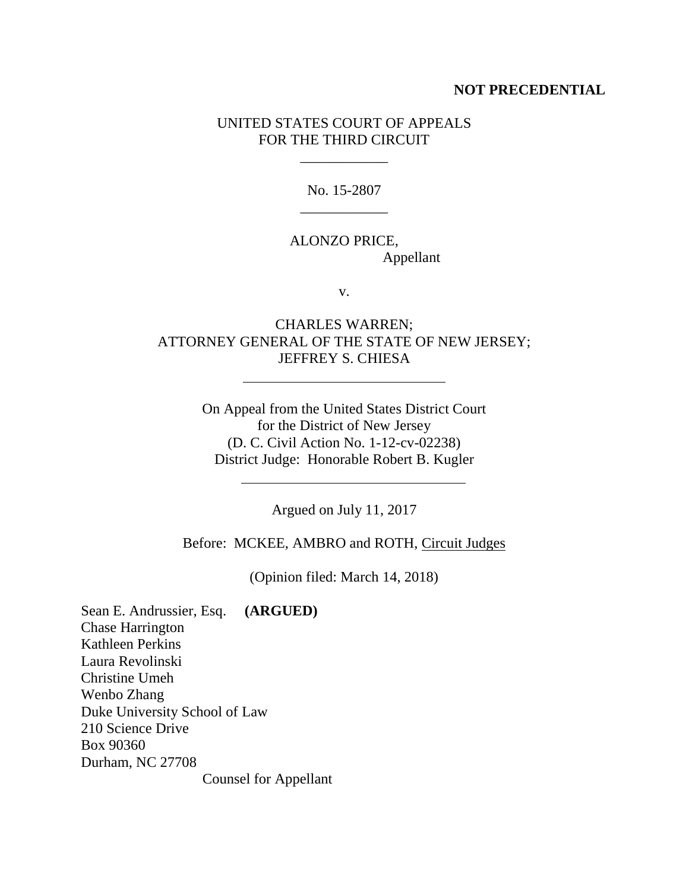**NOT PRECEDENTIAL**

UNITED STATES COURT OF APPEALS
FOR THE THIRD CIRCUIT

---

No. 15-2807

---

ALONZO PRICE,
Appellant

v.

CHARLES WARREN;
ATTORNEY GENERAL OF THE STATE OF NEW JERSEY;
JEFFREY S. CHIESA

---

On Appeal from the United States District Court
for the District of New Jersey
(D. C. Civil Action No. 1-12-cv-02238)
District Judge: Honorable Robert B. Kugler

---

Argued on July 11, 2017

Before: MCKEE, AMBRO and ROTH, Circuit Judges

(Opinion filed: March 14, 2018)

Sean E. Andrussier, Esq. **(ARGUED)**
Chase Harrington
Kathleen Perkins
Laura Revolinski
Christine Umeh
Wenbo Zhang
Duke University School of Law
210 Science Drive
Box 90360
Durham, NC 27708

Counsel for Appellant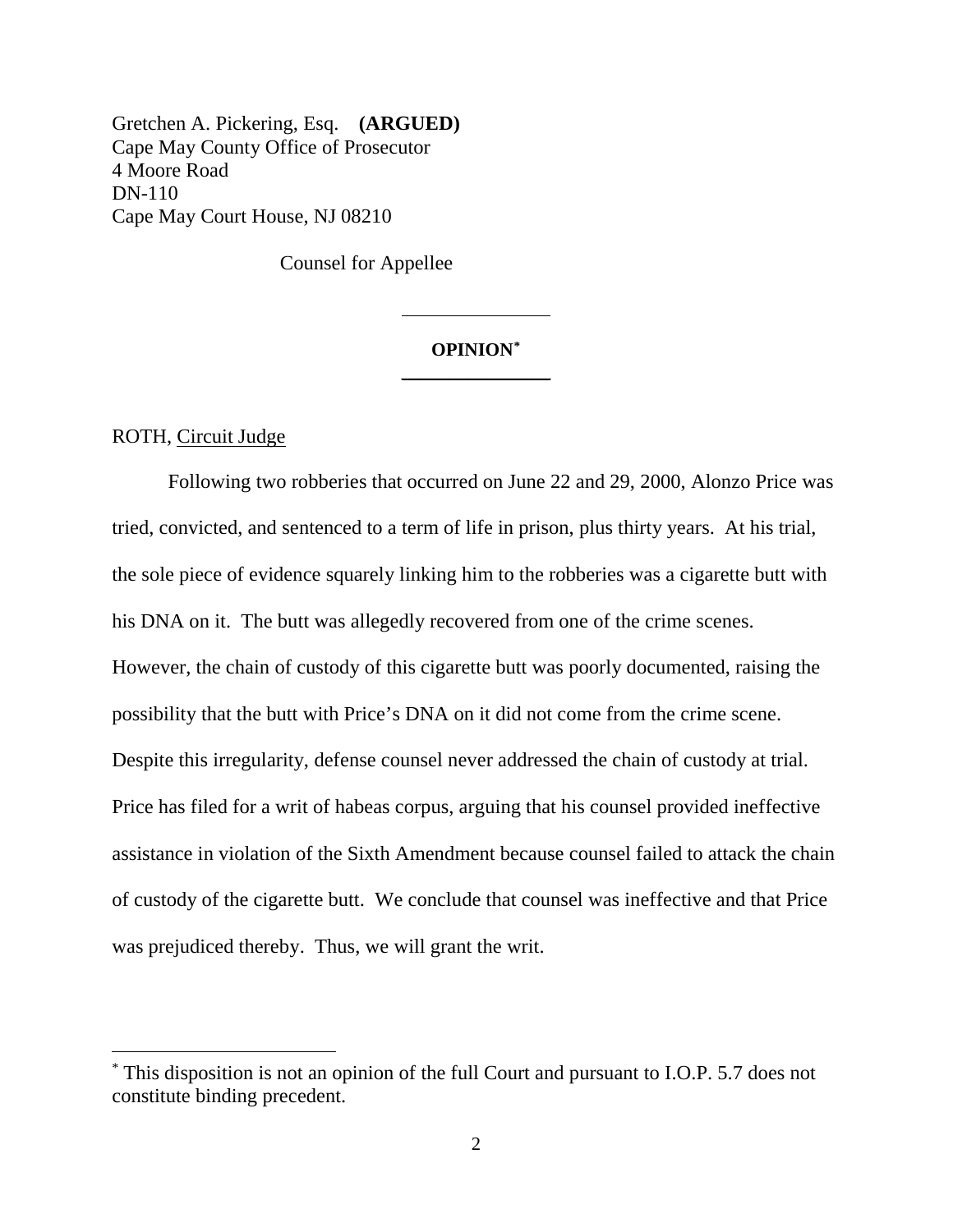Gretchen A. Pickering, Esq. **(ARGUED)**
Cape May County Office of Prosecutor
4 Moore Road
DN-110
Cape May Court House, NJ 08210

Counsel for Appellee

---

**OPINION***

---

ROTH, Circuit Judge

Following two robberies that occurred on June 22 and 29, 2000, Alonzo Price was tried, convicted, and sentenced to a term of life in prison, plus thirty years. At his trial, the sole piece of evidence squarely linking him to the robberies was a cigarette butt with his DNA on it. The butt was allegedly recovered from one of the crime scenes. However, the chain of custody of this cigarette butt was poorly documented, raising the possibility that the butt with Price's DNA on it did not come from the crime scene. Despite this irregularity, defense counsel never addressed the chain of custody at trial. Price has filed for a writ of habeas corpus, arguing that his counsel provided ineffective assistance in violation of the Sixth Amendment because counsel failed to attack the chain of custody of the cigarette butt. We conclude that counsel was ineffective and that Price was prejudiced thereby. Thus, we will grant the writ.

---

* This disposition is not an opinion of the full Court and pursuant to I.O.P. 5.7 does not constitute binding precedent.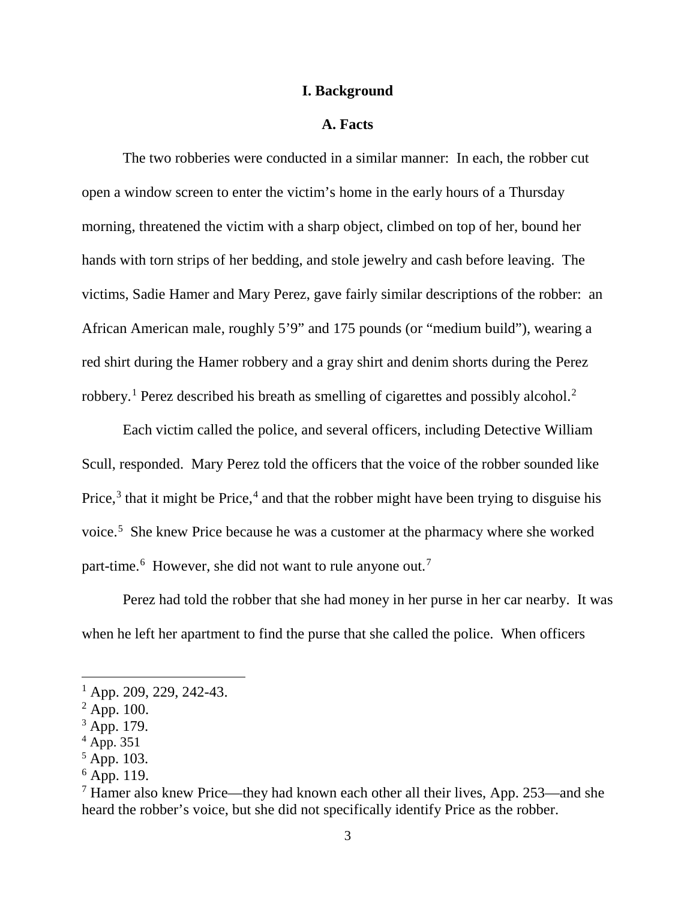# I. Background

## A. Facts

The two robberies were conducted in a similar manner: In each, the robber cut open a window screen to enter the victim's home in the early hours of a Thursday morning, threatened the victim with a sharp object, climbed on top of her, bound her hands with torn strips of her bedding, and stole jewelry and cash before leaving. The victims, Sadie Hamer and Mary Perez, gave fairly similar descriptions of the robber: an African American male, roughly 5'9" and 175 pounds (or "medium build"), wearing a red shirt during the Hamer robbery and a gray shirt and denim shorts during the Perez robbery.[1] Perez described his breath as smelling of cigarettes and possibly alcohol.[2]

Each victim called the police, and several officers, including Detective William Scull, responded. Mary Perez told the officers that the voice of the robber sounded like Price,[3] that it might be Price,[4] and that the robber might have been trying to disguise his voice.[5] She knew Price because he was a customer at the pharmacy where she worked part-time.[6] However, she did not want to rule anyone out.[7]

Perez had told the robber that she had money in her purse in her car nearby. It was when he left her apartment to find the purse that she called the police. When officers

---

[1] App. 209, 229, 242-43.

[2] App. 100.

[3] App. 179.

[4] App. 351

[5] App. 103.

[6] App. 119.

[7] Hamer also knew Price—they had known each other all their lives, App. 253—and she heard the robber's voice, but she did not specifically identify Price as the robber.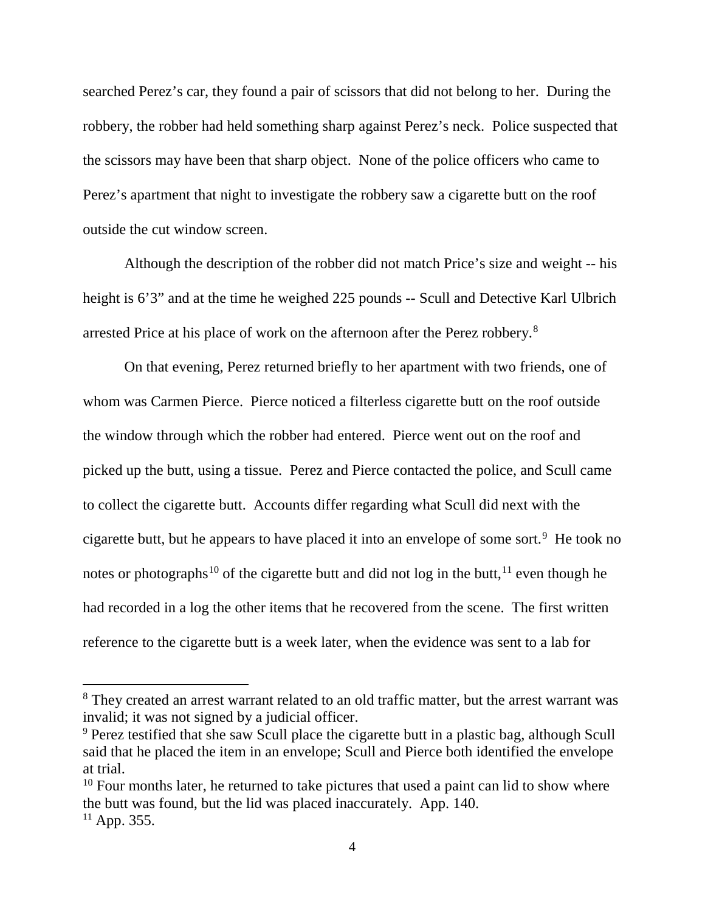searched Perez's car, they found a pair of scissors that did not belong to her. During the robbery, the robber had held something sharp against Perez's neck. Police suspected that the scissors may have been that sharp object. None of the police officers who came to Perez's apartment that night to investigate the robbery saw a cigarette butt on the roof outside the cut window screen.

Although the description of the robber did not match Price's size and weight -- his height is 6'3" and at the time he weighed 225 pounds -- Scull and Detective Karl Ulbrich arrested Price at his place of work on the afternoon after the Perez robbery.[8]

On that evening, Perez returned briefly to her apartment with two friends, one of whom was Carmen Pierce. Pierce noticed a filterless cigarette butt on the roof outside the window through which the robber had entered. Pierce went out on the roof and picked up the butt, using a tissue. Perez and Pierce contacted the police, and Scull came to collect the cigarette butt. Accounts differ regarding what Scull did next with the cigarette butt, but he appears to have placed it into an envelope of some sort.[9] He took no notes or photographs[10] of the cigarette butt and did not log in the butt,[11] even though he had recorded in a log the other items that he recovered from the scene. The first written reference to the cigarette butt is a week later, when the evidence was sent to a lab for

---

[8] They created an arrest warrant related to an old traffic matter, but the arrest warrant was invalid; it was not signed by a judicial officer.

[9] Perez testified that she saw Scull place the cigarette butt in a plastic bag, although Scull said that he placed the item in an envelope; Scull and Pierce both identified the envelope at trial.

[10] Four months later, he returned to take pictures that used a paint can lid to show where the butt was found, but the lid was placed inaccurately. App. 140.

[11] App. 355.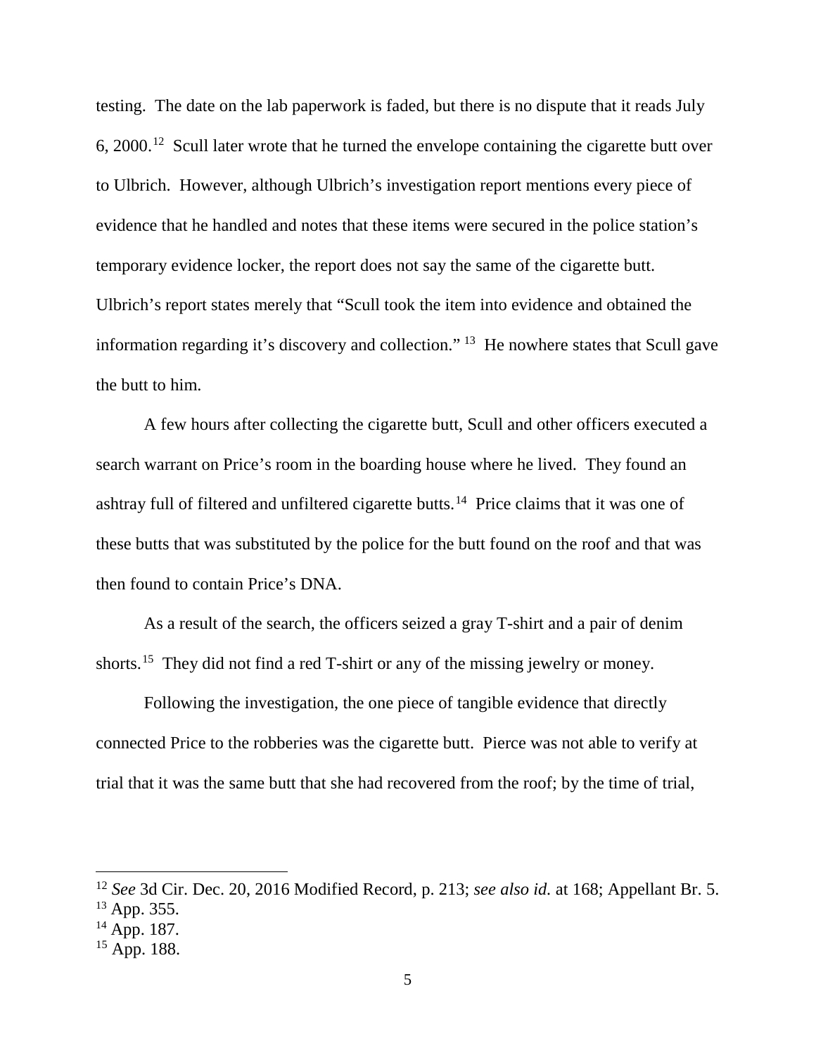testing. The date on the lab paperwork is faded, but there is no dispute that it reads July 6, 2000.[12] Scull later wrote that he turned the envelope containing the cigarette butt over to Ulbrich. However, although Ulbrich's investigation report mentions every piece of evidence that he handled and notes that these items were secured in the police station's temporary evidence locker, the report does not say the same of the cigarette butt. Ulbrich's report states merely that "Scull took the item into evidence and obtained the information regarding it's discovery and collection." [13] He nowhere states that Scull gave the butt to him.

A few hours after collecting the cigarette butt, Scull and other officers executed a search warrant on Price's room in the boarding house where he lived. They found an ashtray full of filtered and unfiltered cigarette butts.[14] Price claims that it was one of these butts that was substituted by the police for the butt found on the roof and that was then found to contain Price's DNA.

As a result of the search, the officers seized a gray T-shirt and a pair of denim shorts.[15] They did not find a red T-shirt or any of the missing jewelry or money.

Following the investigation, the one piece of tangible evidence that directly connected Price to the robberies was the cigarette butt. Pierce was not able to verify at trial that it was the same butt that she had recovered from the roof; by the time of trial,

---

[12] *See* 3d Cir. Dec. 20, 2016 Modified Record, p. 213; *see also id.* at 168; Appellant Br. 5.
[13] App. 355.
[14] App. 187.
[15] App. 188.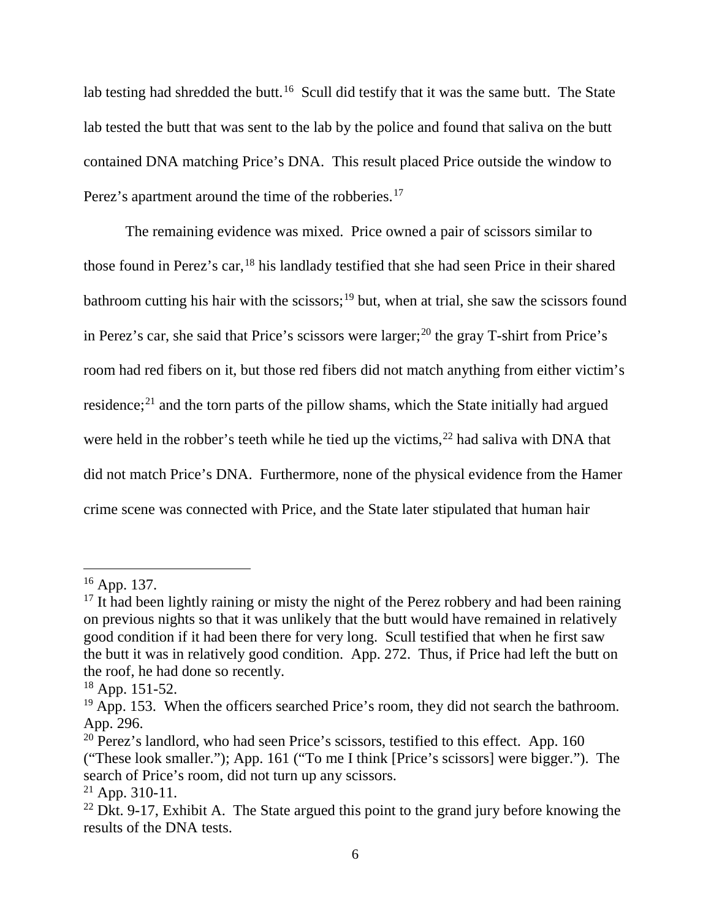lab testing had shredded the butt.[16] Scull did testify that it was the same butt. The State lab tested the butt that was sent to the lab by the police and found that saliva on the butt contained DNA matching Price's DNA. This result placed Price outside the window to Perez's apartment around the time of the robberies.[17]

The remaining evidence was mixed. Price owned a pair of scissors similar to those found in Perez's car,[18] his landlady testified that she had seen Price in their shared bathroom cutting his hair with the scissors;[19] but, when at trial, she saw the scissors found in Perez's car, she said that Price's scissors were larger;[20] the gray T-shirt from Price's room had red fibers on it, but those red fibers did not match anything from either victim's residence;[21] and the torn parts of the pillow shams, which the State initially had argued were held in the robber's teeth while he tied up the victims,[22] had saliva with DNA that did not match Price's DNA. Furthermore, none of the physical evidence from the Hamer crime scene was connected with Price, and the State later stipulated that human hair

---

[16] App. 137.

[17] It had been lightly raining or misty the night of the Perez robbery and had been raining on previous nights so that it was unlikely that the butt would have remained in relatively good condition if it had been there for very long. Scull testified that when he first saw the butt it was in relatively good condition. App. 272. Thus, if Price had left the butt on the roof, he had done so recently.

[18] App. 151-52.

[19] App. 153. When the officers searched Price's room, they did not search the bathroom. App. 296.

[20] Perez's landlord, who had seen Price's scissors, testified to this effect. App. 160 ("These look smaller."); App. 161 ("To me I think [Price's scissors] were bigger."). The search of Price's room, did not turn up any scissors.

[21] App. 310-11.

[22] Dkt. 9-17, Exhibit A. The State argued this point to the grand jury before knowing the results of the DNA tests.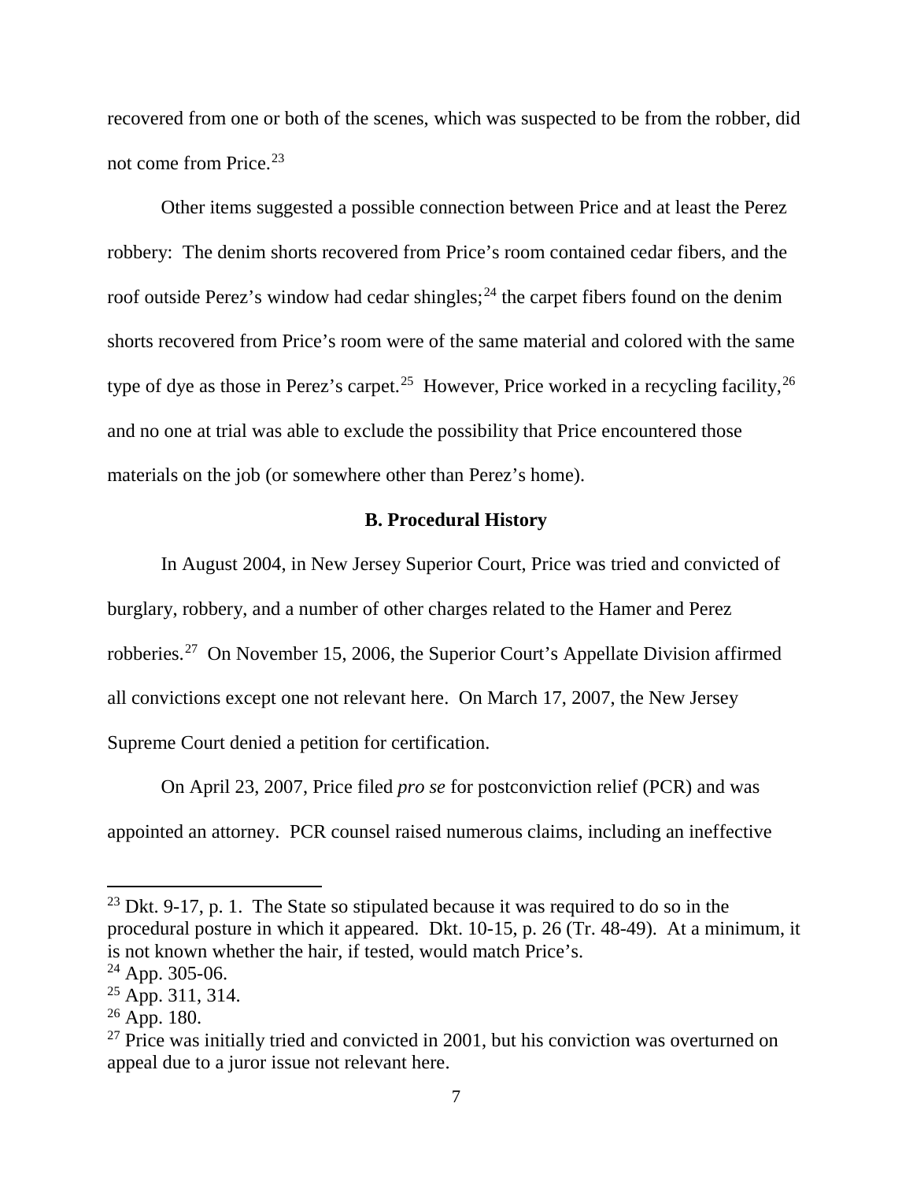recovered from one or both of the scenes, which was suspected to be from the robber, did not come from Price.[23]

Other items suggested a possible connection between Price and at least the Perez robbery: The denim shorts recovered from Price's room contained cedar fibers, and the roof outside Perez's window had cedar shingles;[24] the carpet fibers found on the denim shorts recovered from Price's room were of the same material and colored with the same type of dye as those in Perez's carpet.[25] However, Price worked in a recycling facility,[26] and no one at trial was able to exclude the possibility that Price encountered those materials on the job (or somewhere other than Perez's home).

### B. Procedural History

In August 2004, in New Jersey Superior Court, Price was tried and convicted of burglary, robbery, and a number of other charges related to the Hamer and Perez robberies.[27] On November 15, 2006, the Superior Court's Appellate Division affirmed all convictions except one not relevant here. On March 17, 2007, the New Jersey Supreme Court denied a petition for certification.

On April 23, 2007, Price filed *pro se* for postconviction relief (PCR) and was appointed an attorney. PCR counsel raised numerous claims, including an ineffective

---

[23] Dkt. 9-17, p. 1. The State so stipulated because it was required to do so in the procedural posture in which it appeared. Dkt. 10-15, p. 26 (Tr. 48-49). At a minimum, it is not known whether the hair, if tested, would match Price's.

[24] App. 305-06.

[25] App. 311, 314.

[26] App. 180.

[27] Price was initially tried and convicted in 2001, but his conviction was overturned on appeal due to a juror issue not relevant here.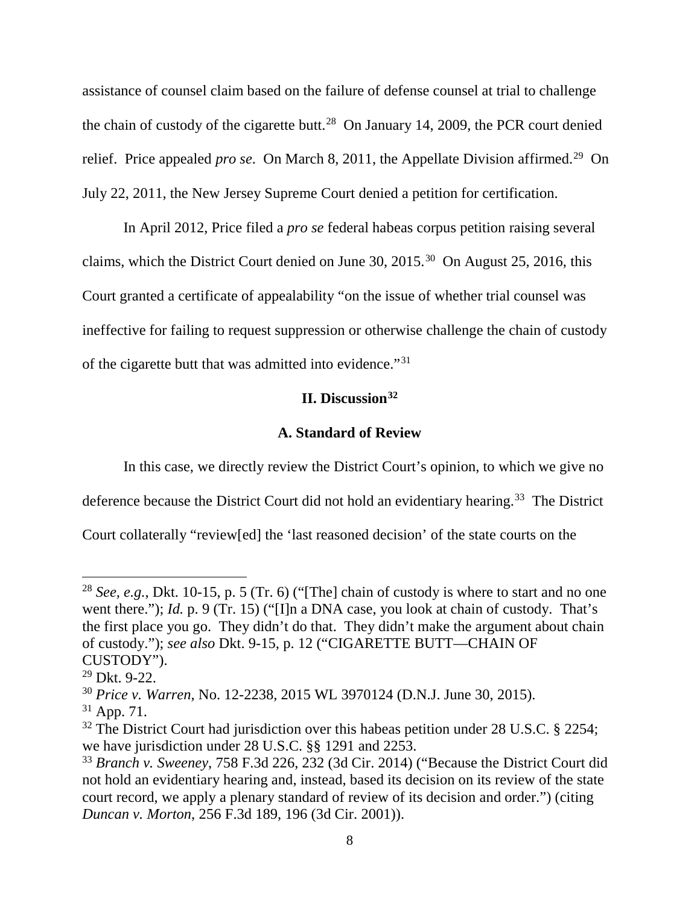assistance of counsel claim based on the failure of defense counsel at trial to challenge the chain of custody of the cigarette butt.[28] On January 14, 2009, the PCR court denied relief. Price appealed *pro se*. On March 8, 2011, the Appellate Division affirmed.[29] On July 22, 2011, the New Jersey Supreme Court denied a petition for certification.

In April 2012, Price filed a *pro se* federal habeas corpus petition raising several claims, which the District Court denied on June 30, 2015.[30] On August 25, 2016, this Court granted a certificate of appealability "on the issue of whether trial counsel was ineffective for failing to request suppression or otherwise challenge the chain of custody of the cigarette butt that was admitted into evidence."[31]

## II. Discussion[32]

### A. Standard of Review

In this case, we directly review the District Court's opinion, to which we give no deference because the District Court did not hold an evidentiary hearing.[33] The District Court collaterally "review[ed] the 'last reasoned decision' of the state courts on the

---

[28] *See, e.g.*, Dkt. 10-15, p. 5 (Tr. 6) ("[The] chain of custody is where to start and no one went there."); *Id.* p. 9 (Tr. 15) ("[I]n a DNA case, you look at chain of custody. That's the first place you go. They didn't do that. They didn't make the argument about chain of custody."); *see also* Dkt. 9-15, p. 12 ("CIGARETTE BUTT—CHAIN OF CUSTODY").

[29] Dkt. 9-22.

[30] *Price v. Warren*, No. 12-2238, 2015 WL 3970124 (D.N.J. June 30, 2015).

[31] App. 71.

[32] The District Court had jurisdiction over this habeas petition under 28 U.S.C. § 2254; we have jurisdiction under 28 U.S.C. §§ 1291 and 2253.

[33] *Branch v. Sweeney*, 758 F.3d 226, 232 (3d Cir. 2014) ("Because the District Court did not hold an evidentiary hearing and, instead, based its decision on its review of the state court record, we apply a plenary standard of review of its decision and order.") (citing *Duncan v. Morton*, 256 F.3d 189, 196 (3d Cir. 2001)).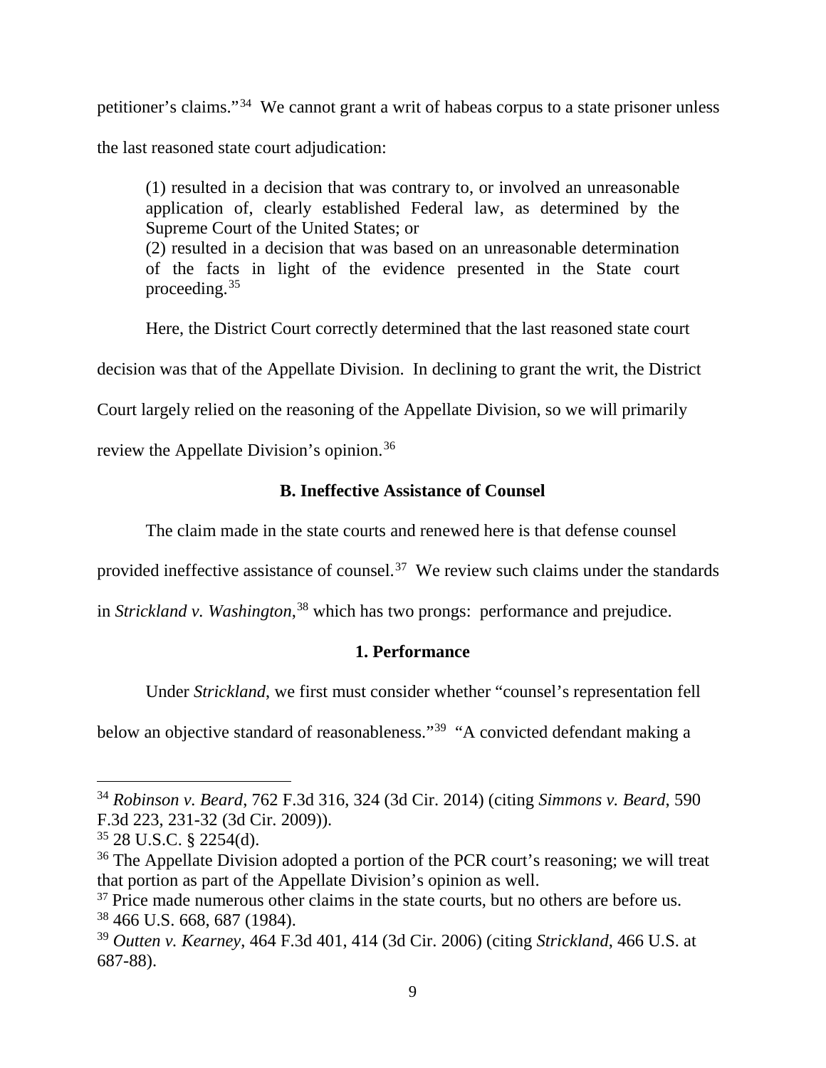petitioner's claims."[34] We cannot grant a writ of habeas corpus to a state prisoner unless the last reasoned state court adjudication:

> (1) resulted in a decision that was contrary to, or involved an unreasonable application of, clearly established Federal law, as determined by the Supreme Court of the United States; or
> (2) resulted in a decision that was based on an unreasonable determination of the facts in light of the evidence presented in the State court proceeding.[35]

Here, the District Court correctly determined that the last reasoned state court decision was that of the Appellate Division. In declining to grant the writ, the District Court largely relied on the reasoning of the Appellate Division, so we will primarily review the Appellate Division's opinion.[36]

### B. Ineffective Assistance of Counsel

The claim made in the state courts and renewed here is that defense counsel provided ineffective assistance of counsel.[37] We review such claims under the standards in *Strickland v. Washington*,[38] which has two prongs: performance and prejudice.

#### 1. Performance

Under *Strickland*, we first must consider whether "counsel's representation fell below an objective standard of reasonableness."[39] "A convicted defendant making a

---

[34] *Robinson v. Beard*, 762 F.3d 316, 324 (3d Cir. 2014) (citing *Simmons v. Beard*, 590 F.3d 223, 231-32 (3d Cir. 2009)).
[35] 28 U.S.C. § 2254(d).
[36] The Appellate Division adopted a portion of the PCR court's reasoning; we will treat that portion as part of the Appellate Division's opinion as well.
[37] Price made numerous other claims in the state courts, but no others are before us.
[38] 466 U.S. 668, 687 (1984).
[39] *Outten v. Kearney*, 464 F.3d 401, 414 (3d Cir. 2006) (citing *Strickland*, 466 U.S. at 687-88).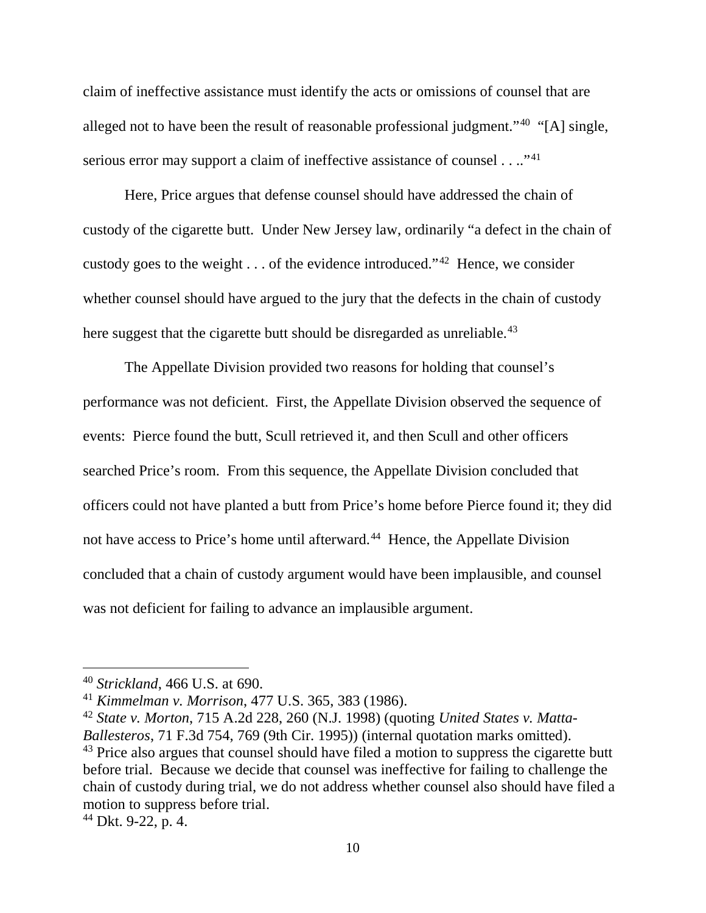claim of ineffective assistance must identify the acts or omissions of counsel that are alleged not to have been the result of reasonable professional judgment."[40] "[A] single, serious error may support a claim of ineffective assistance of counsel . . .."[41]

Here, Price argues that defense counsel should have addressed the chain of custody of the cigarette butt. Under New Jersey law, ordinarily "a defect in the chain of custody goes to the weight . . . of the evidence introduced."[42] Hence, we consider whether counsel should have argued to the jury that the defects in the chain of custody here suggest that the cigarette butt should be disregarded as unreliable.[43]

The Appellate Division provided two reasons for holding that counsel's performance was not deficient. First, the Appellate Division observed the sequence of events: Pierce found the butt, Scull retrieved it, and then Scull and other officers searched Price's room. From this sequence, the Appellate Division concluded that officers could not have planted a butt from Price's home before Pierce found it; they did not have access to Price's home until afterward.[44] Hence, the Appellate Division concluded that a chain of custody argument would have been implausible, and counsel was not deficient for failing to advance an implausible argument.

---

[40] *Strickland*, 466 U.S. at 690.

[41] *Kimmelman v. Morrison*, 477 U.S. 365, 383 (1986).

[42] *State v. Morton*, 715 A.2d 228, 260 (N.J. 1998) (quoting *United States v. Matta-Ballesteros*, 71 F.3d 754, 769 (9th Cir. 1995)) (internal quotation marks omitted).

[43] Price also argues that counsel should have filed a motion to suppress the cigarette butt before trial. Because we decide that counsel was ineffective for failing to challenge the chain of custody during trial, we do not address whether counsel also should have filed a motion to suppress before trial.

[44] Dkt. 9-22, p. 4.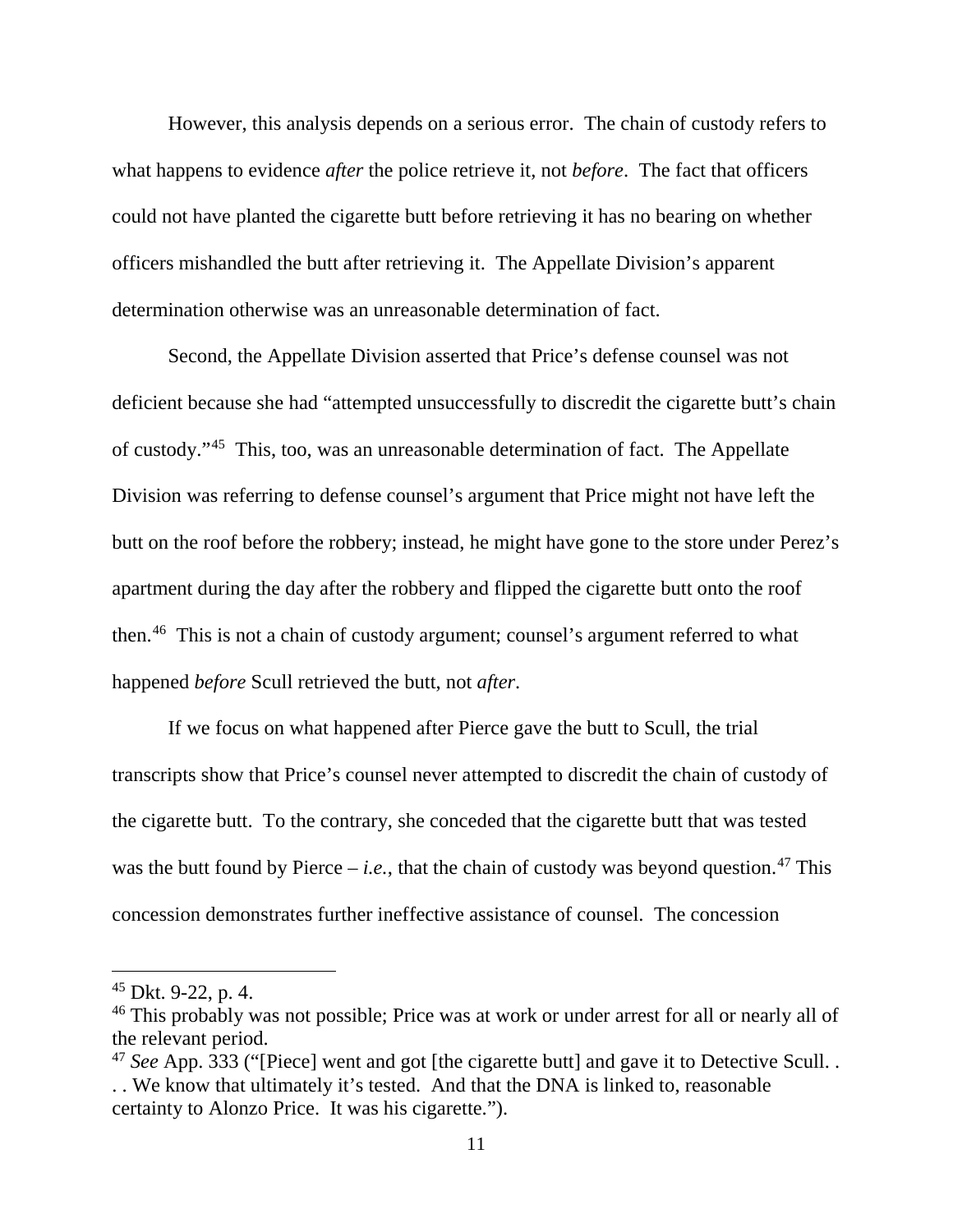However, this analysis depends on a serious error. The chain of custody refers to what happens to evidence *after* the police retrieve it, not *before*. The fact that officers could not have planted the cigarette butt before retrieving it has no bearing on whether officers mishandled the butt after retrieving it. The Appellate Division's apparent determination otherwise was an unreasonable determination of fact.

Second, the Appellate Division asserted that Price's defense counsel was not deficient because she had "attempted unsuccessfully to discredit the cigarette butt's chain of custody."[45] This, too, was an unreasonable determination of fact. The Appellate Division was referring to defense counsel's argument that Price might not have left the butt on the roof before the robbery; instead, he might have gone to the store under Perez's apartment during the day after the robbery and flipped the cigarette butt onto the roof then.[46] This is not a chain of custody argument; counsel's argument referred to what happened *before* Scull retrieved the butt, not *after*.

If we focus on what happened after Pierce gave the butt to Scull, the trial transcripts show that Price's counsel never attempted to discredit the chain of custody of the cigarette butt. To the contrary, she conceded that the cigarette butt that was tested was the butt found by Pierce – *i.e.*, that the chain of custody was beyond question.[47] This concession demonstrates further ineffective assistance of counsel. The concession

---

[45] Dkt. 9-22, p. 4.

[46] This probably was not possible; Price was at work or under arrest for all or nearly all of the relevant period.

[47] *See* App. 333 ("[Piece] went and got [the cigarette butt] and gave it to Detective Scull. . . . We know that ultimately it's tested. And that the DNA is linked to, reasonable certainty to Alonzo Price. It was his cigarette.").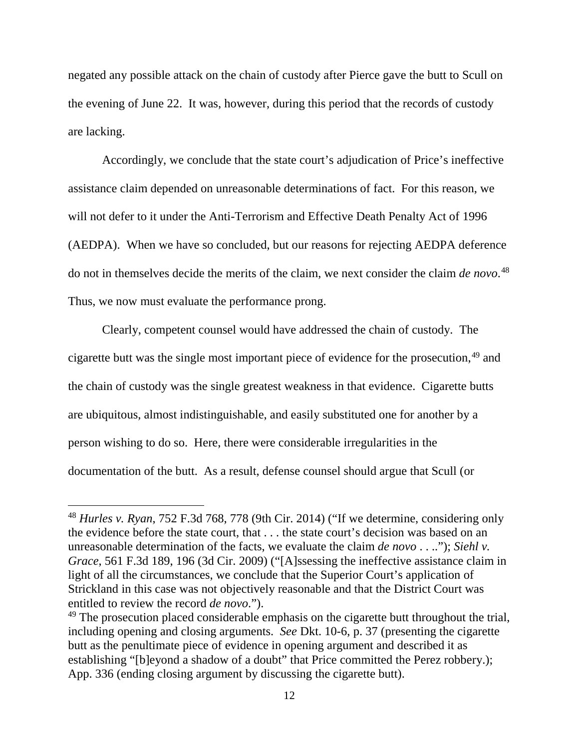negated any possible attack on the chain of custody after Pierce gave the butt to Scull on the evening of June 22. It was, however, during this period that the records of custody are lacking.

Accordingly, we conclude that the state court's adjudication of Price's ineffective assistance claim depended on unreasonable determinations of fact. For this reason, we will not defer to it under the Anti-Terrorism and Effective Death Penalty Act of 1996 (AEDPA). When we have so concluded, but our reasons for rejecting AEDPA deference do not in themselves decide the merits of the claim, we next consider the claim *de novo*.[48] Thus, we now must evaluate the performance prong.

Clearly, competent counsel would have addressed the chain of custody. The cigarette butt was the single most important piece of evidence for the prosecution,[49] and the chain of custody was the single greatest weakness in that evidence. Cigarette butts are ubiquitous, almost indistinguishable, and easily substituted one for another by a person wishing to do so. Here, there were considerable irregularities in the documentation of the butt. As a result, defense counsel should argue that Scull (or

---

[48] *Hurles v. Ryan*, 752 F.3d 768, 778 (9th Cir. 2014) ("If we determine, considering only the evidence before the state court, that . . . the state court's decision was based on an unreasonable determination of the facts, we evaluate the claim *de novo* . . .."); *Siehl v. Grace*, 561 F.3d 189, 196 (3d Cir. 2009) ("[A]ssessing the ineffective assistance claim in light of all the circumstances, we conclude that the Superior Court's application of Strickland in this case was not objectively reasonable and that the District Court was entitled to review the record *de novo*.").

[49] The prosecution placed considerable emphasis on the cigarette butt throughout the trial, including opening and closing arguments. *See* Dkt. 10-6, p. 37 (presenting the cigarette butt as the penultimate piece of evidence in opening argument and described it as establishing "[b]eyond a shadow of a doubt" that Price committed the Perez robbery.); App. 336 (ending closing argument by discussing the cigarette butt).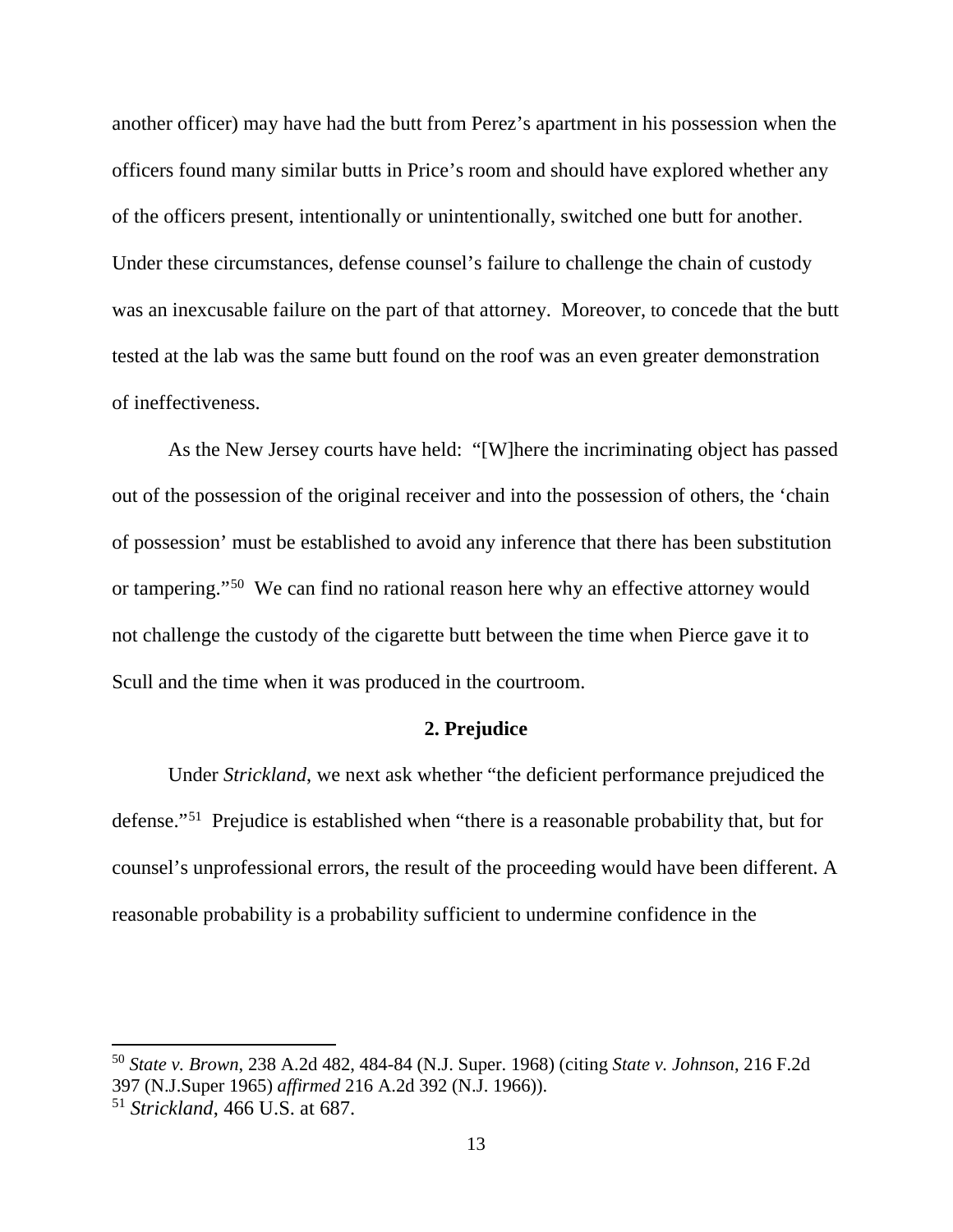another officer) may have had the butt from Perez's apartment in his possession when the officers found many similar butts in Price's room and should have explored whether any of the officers present, intentionally or unintentionally, switched one butt for another. Under these circumstances, defense counsel's failure to challenge the chain of custody was an inexcusable failure on the part of that attorney. Moreover, to concede that the butt tested at the lab was the same butt found on the roof was an even greater demonstration of ineffectiveness.

As the New Jersey courts have held: "[W]here the incriminating object has passed out of the possession of the original receiver and into the possession of others, the 'chain of possession' must be established to avoid any inference that there has been substitution or tampering."[50] We can find no rational reason here why an effective attorney would not challenge the custody of the cigarette butt between the time when Pierce gave it to Scull and the time when it was produced in the courtroom.

### 2. Prejudice

Under *Strickland*, we next ask whether "the deficient performance prejudiced the defense."[51] Prejudice is established when "there is a reasonable probability that, but for counsel's unprofessional errors, the result of the proceeding would have been different. A reasonable probability is a probability sufficient to undermine confidence in the

---

[50] *State v. Brown*, 238 A.2d 482, 484-84 (N.J. Super. 1968) (citing *State v. Johnson*, 216 F.2d 397 (N.J.Super 1965) *affirmed* 216 A.2d 392 (N.J. 1966)).

[51] *Strickland*, 466 U.S. at 687.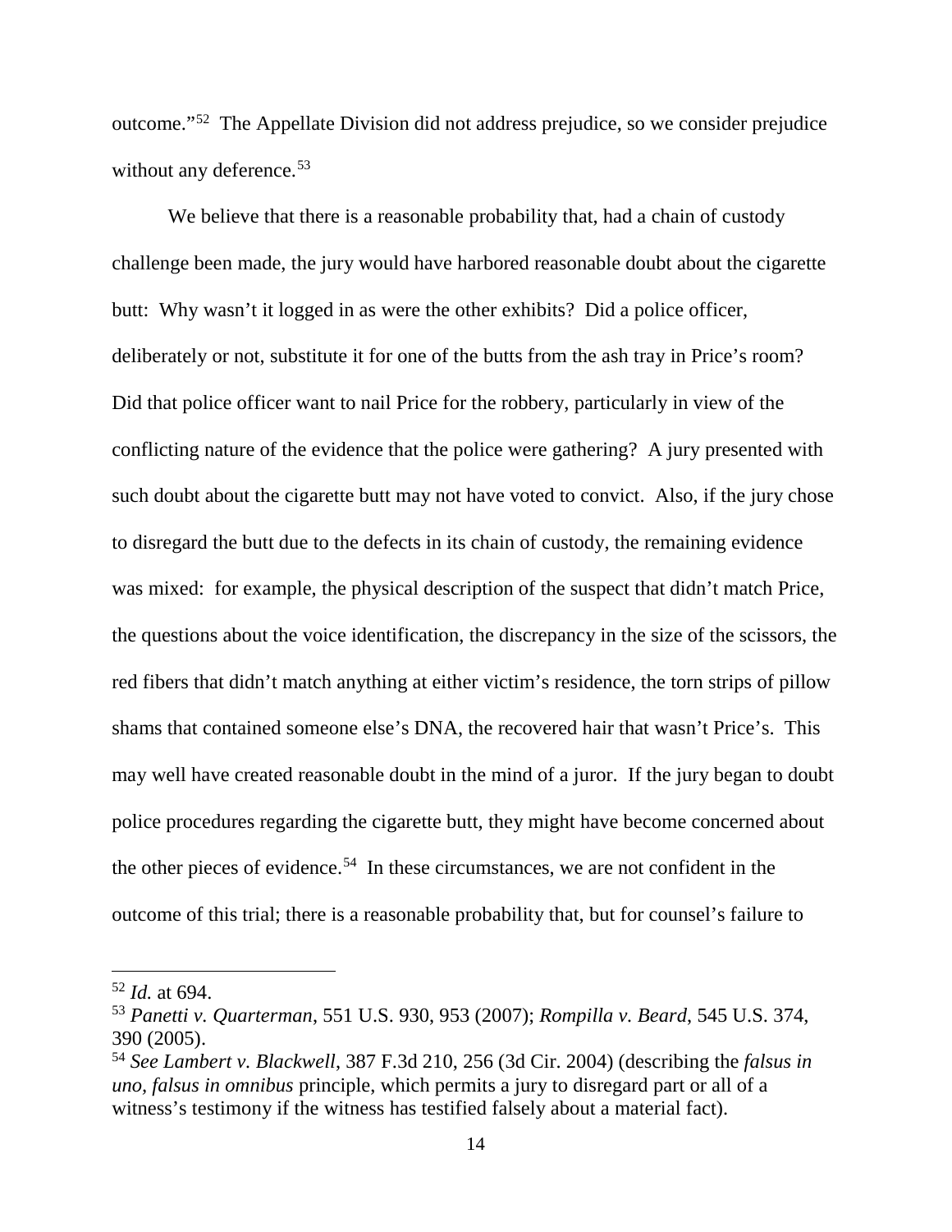outcome."[52] The Appellate Division did not address prejudice, so we consider prejudice without any deference.[53]

We believe that there is a reasonable probability that, had a chain of custody challenge been made, the jury would have harbored reasonable doubt about the cigarette butt: Why wasn't it logged in as were the other exhibits? Did a police officer, deliberately or not, substitute it for one of the butts from the ash tray in Price's room? Did that police officer want to nail Price for the robbery, particularly in view of the conflicting nature of the evidence that the police were gathering? A jury presented with such doubt about the cigarette butt may not have voted to convict. Also, if the jury chose to disregard the butt due to the defects in its chain of custody, the remaining evidence was mixed: for example, the physical description of the suspect that didn't match Price, the questions about the voice identification, the discrepancy in the size of the scissors, the red fibers that didn't match anything at either victim's residence, the torn strips of pillow shams that contained someone else's DNA, the recovered hair that wasn't Price's. This may well have created reasonable doubt in the mind of a juror. If the jury began to doubt police procedures regarding the cigarette butt, they might have become concerned about the other pieces of evidence.[54] In these circumstances, we are not confident in the outcome of this trial; there is a reasonable probability that, but for counsel's failure to

---

[52] *Id.* at 694.

[53] *Panetti v. Quarterman*, 551 U.S. 930, 953 (2007); *Rompilla v. Beard*, 545 U.S. 374, 390 (2005).

[54] *See Lambert v. Blackwell*, 387 F.3d 210, 256 (3d Cir. 2004) (describing the *falsus in uno, falsus in omnibus* principle, which permits a jury to disregard part or all of a witness's testimony if the witness has testified falsely about a material fact).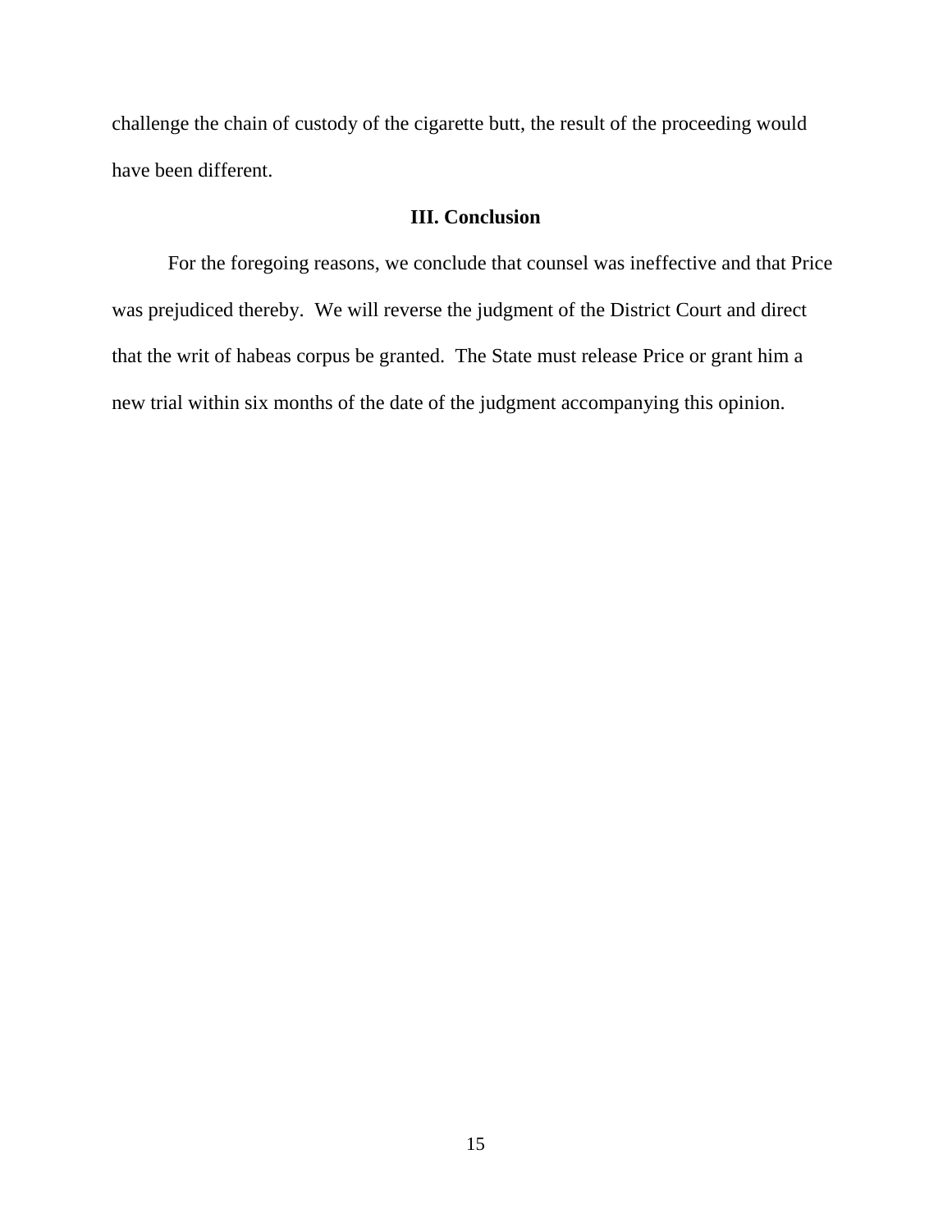challenge the chain of custody of the cigarette butt, the result of the proceeding would have been different.

## III. Conclusion

For the foregoing reasons, we conclude that counsel was ineffective and that Price was prejudiced thereby. We will reverse the judgment of the District Court and direct that the writ of habeas corpus be granted. The State must release Price or grant him a new trial within six months of the date of the judgment accompanying this opinion.